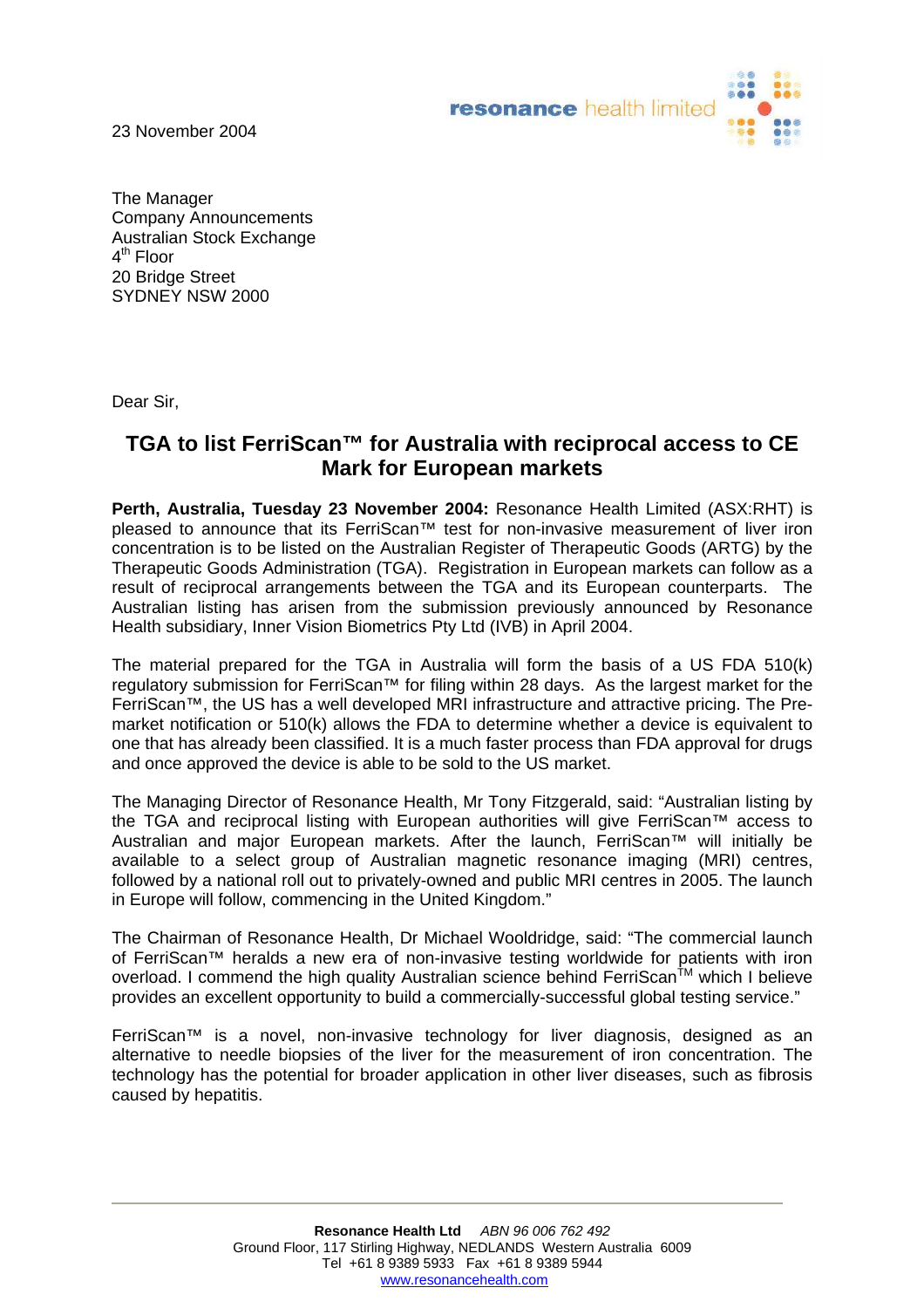resonance health limited

23 November 2004

The Manager
Company Announcements
Australian Stock Exchange
4th Floor
20 Bridge Street
SYDNEY NSW 2000

Dear Sir,

## TGA to list FerriScan™ for Australia with reciprocal access to CE Mark for European markets

**Perth, Australia, Tuesday 23 November 2004:** Resonance Health Limited (ASX:RHT) is pleased to announce that its FerriScan™ test for non-invasive measurement of liver iron concentration is to be listed on the Australian Register of Therapeutic Goods (ARTG) by the Therapeutic Goods Administration (TGA). Registration in European markets can follow as a result of reciprocal arrangements between the TGA and its European counterparts. The Australian listing has arisen from the submission previously announced by Resonance Health subsidiary, Inner Vision Biometrics Pty Ltd (IVB) in April 2004.

The material prepared for the TGA in Australia will form the basis of a US FDA 510(k) regulatory submission for FerriScan™ for filing within 28 days. As the largest market for the FerriScan™, the US has a well developed MRI infrastructure and attractive pricing. The Pre-market notification or 510(k) allows the FDA to determine whether a device is equivalent to one that has already been classified. It is a much faster process than FDA approval for drugs and once approved the device is able to be sold to the US market.

The Managing Director of Resonance Health, Mr Tony Fitzgerald, said: "Australian listing by the TGA and reciprocal listing with European authorities will give FerriScan™ access to Australian and major European markets. After the launch, FerriScan™ will initially be available to a select group of Australian magnetic resonance imaging (MRI) centres, followed by a national roll out to privately-owned and public MRI centres in 2005. The launch in Europe will follow, commencing in the United Kingdom."

The Chairman of Resonance Health, Dr Michael Wooldridge, said: "The commercial launch of FerriScan™ heralds a new era of non-invasive testing worldwide for patients with iron overload. I commend the high quality Australian science behind FerriScan™ which I believe provides an excellent opportunity to build a commercially-successful global testing service."

FerriScan™ is a novel, non-invasive technology for liver diagnosis, designed as an alternative to needle biopsies of the liver for the measurement of iron concentration. The technology has the potential for broader application in other liver diseases, such as fibrosis caused by hepatitis.

**Resonance Health Ltd** *ABN 96 006 762 492*
Ground Floor, 117 Stirling Highway, NEDLANDS Western Australia 6009
Tel +61 8 9389 5933 Fax +61 8 9389 5944
www.resonancehealth.com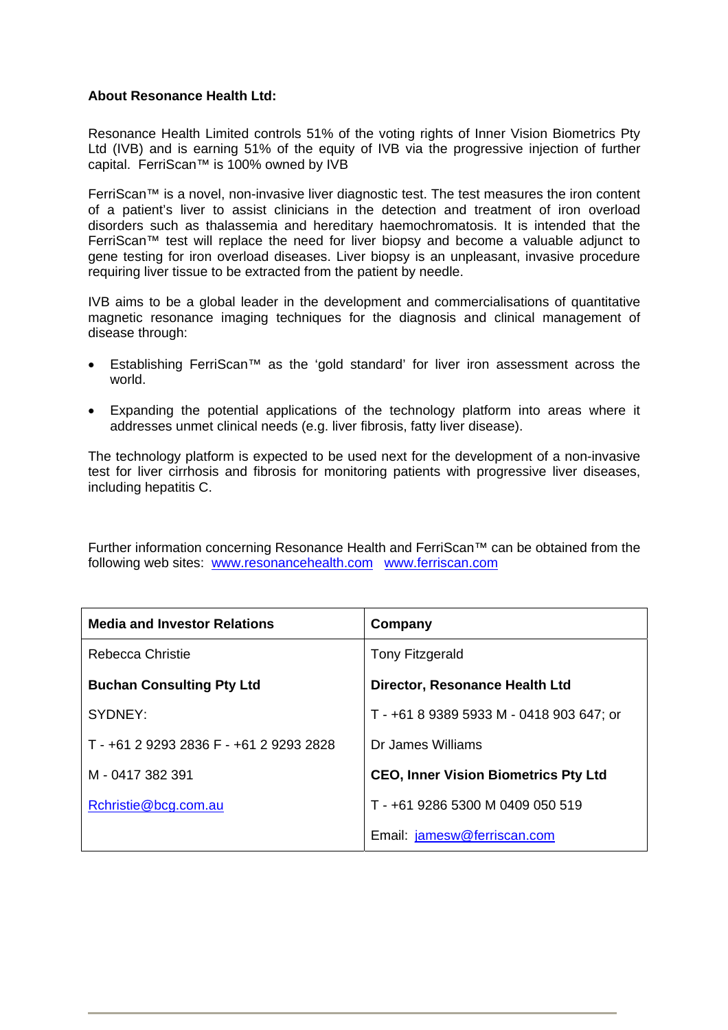**About Resonance Health Ltd:**

Resonance Health Limited controls 51% of the voting rights of Inner Vision Biometrics Pty Ltd (IVB) and is earning 51% of the equity of IVB via the progressive injection of further capital. FerriScan™ is 100% owned by IVB

FerriScan™ is a novel, non-invasive liver diagnostic test. The test measures the iron content of a patient's liver to assist clinicians in the detection and treatment of iron overload disorders such as thalassemia and hereditary haemochromatosis. It is intended that the FerriScan™ test will replace the need for liver biopsy and become a valuable adjunct to gene testing for iron overload diseases. Liver biopsy is an unpleasant, invasive procedure requiring liver tissue to be extracted from the patient by needle.

IVB aims to be a global leader in the development and commercialisations of quantitative magnetic resonance imaging techniques for the diagnosis and clinical management of disease through:

- Establishing FerriScan™ as the 'gold standard' for liver iron assessment across the world.
- Expanding the potential applications of the technology platform into areas where it addresses unmet clinical needs (e.g. liver fibrosis, fatty liver disease).

The technology platform is expected to be used next for the development of a non-invasive test for liver cirrhosis and fibrosis for monitoring patients with progressive liver diseases, including hepatitis C.

Further information concerning Resonance Health and FerriScan™ can be obtained from the following web sites: www.resonancehealth.com www.ferriscan.com

| **Media and Investor Relations** | **Company** |
|---|---|
| Rebecca Christie | Tony Fitzgerald |
| **Buchan Consulting Pty Ltd** | **Director, Resonance Health Ltd** |
| SYDNEY: | T - +61 8 9389 5933 M - 0418 903 647; or |
| T - +61 2 9293 2836 F - +61 2 9293 2828 | Dr James Williams |
| M - 0417 382 391 | **CEO, Inner Vision Biometrics Pty Ltd** |
| Rchristie@bcg.com.au | T - +61 9286 5300 M 0409 050 519 |
| | Email: jamesw@ferriscan.com |